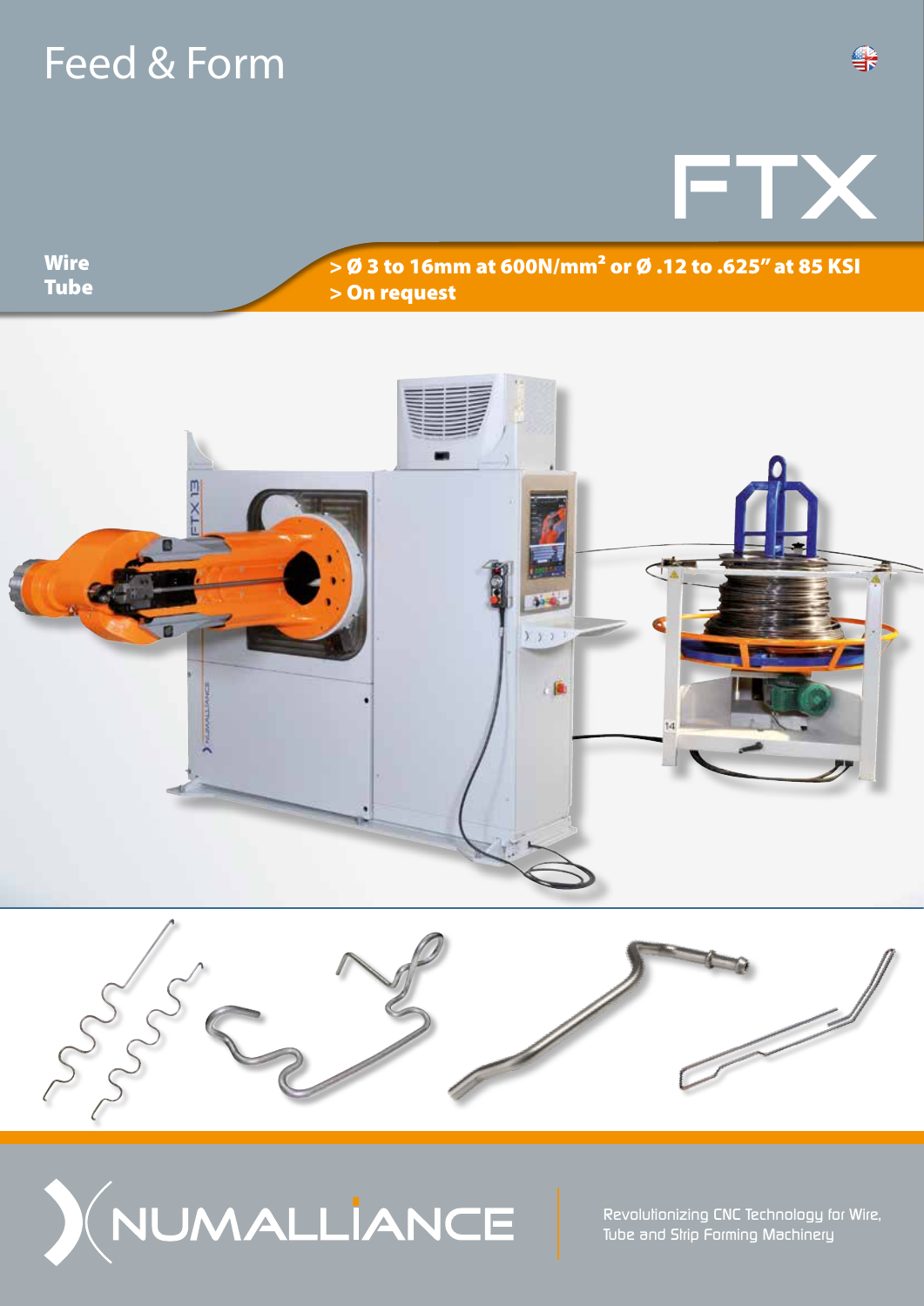# Feed & Form

## FTX

**Wire**
**Tube**

**> Ø 3 to 16mm at 600N/mm² or Ø .12 to .625" at 85 KSI**
**> On request**

NUMALLIANCE

Revolutionizing CNC Technology for Wire, Tube and Strip Forming Machinery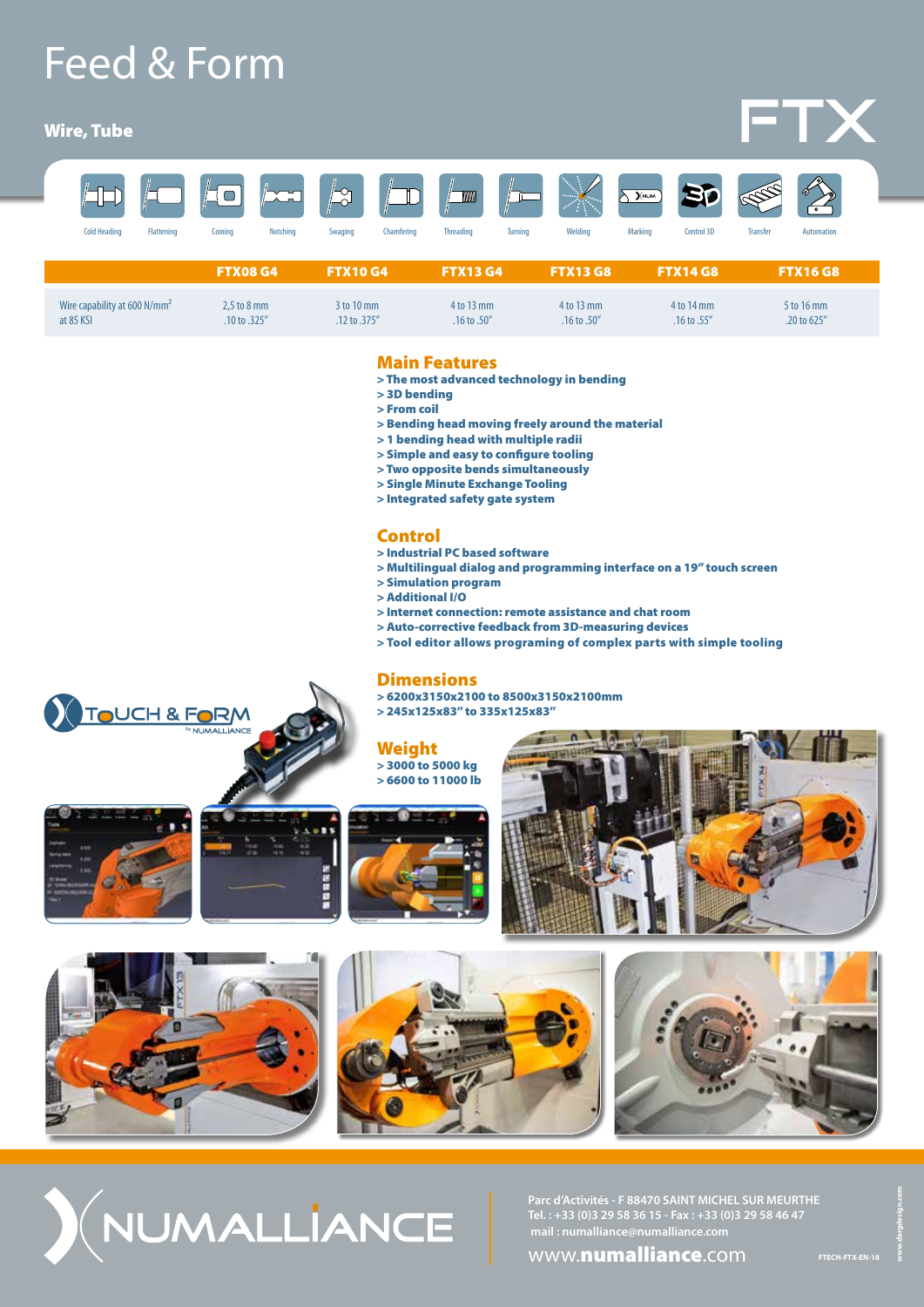# Feed & Form

**Wire, Tube**

FTX

Cold Heading · Flattening · Coining · Notching · Swaging · Chamfering · Threading · Turning · Welding · Marking · Control 3D · Transfer · Automation

| | FTX08 G4 | FTX10 G4 | FTX13 G4 | FTX13 G8 | FTX14 G8 | FTX16 G8 |
|---|---|---|---|---|---|---|
| Wire capability at 600 N/mm$^2$ at 85 KSI | 2,5 to 8 mm .10 to .325" | 3 to 10 mm .12 to .375" | 4 to 13 mm .16 to .50" | 4 to 13 mm .16 to .50" | 4 to 14 mm .16 to .55" | 5 to 16 mm .20 to 625" |

## Main Features

- > The most advanced technology in bending
- > 3D bending
- > From coil
- > Bending head moving freely around the material
- > 1 bending head with multiple radii
- > Simple and easy to configure tooling
- > Two opposite bends simultaneously
- > Single Minute Exchange Tooling
- > Integrated safety gate system

## Control

- > Industrial PC based software
- > Multilingual dialog and programming interface on a 19" touch screen
- > Simulation program
- > Additional I/O
- > Internet connection: remote assistance and chat room
- > Auto-corrective feedback from 3D-measuring devices
- > Tool editor allows programing of complex parts with simple tooling

## Dimensions

- > 6200x3150x2100 to 8500x3150x2100mm
- > 245x125x83" to 335x125x83"

## Weight

- > 3000 to 5000 kg
- > 6600 to 11000 lb

TOUCH & FORM by NUMALLIANCE

NUMALLIANCE

Parc d'Activités - F 88470 SAINT MICHEL SUR MEURTHE
Tel. : +33 (0)3 29 58 36 15 - Fax : +33 (0)3 29 58 46 47
mail : numalliance@numalliance.com

www.**numalliance**.com

FTECH-FTX-EN-18